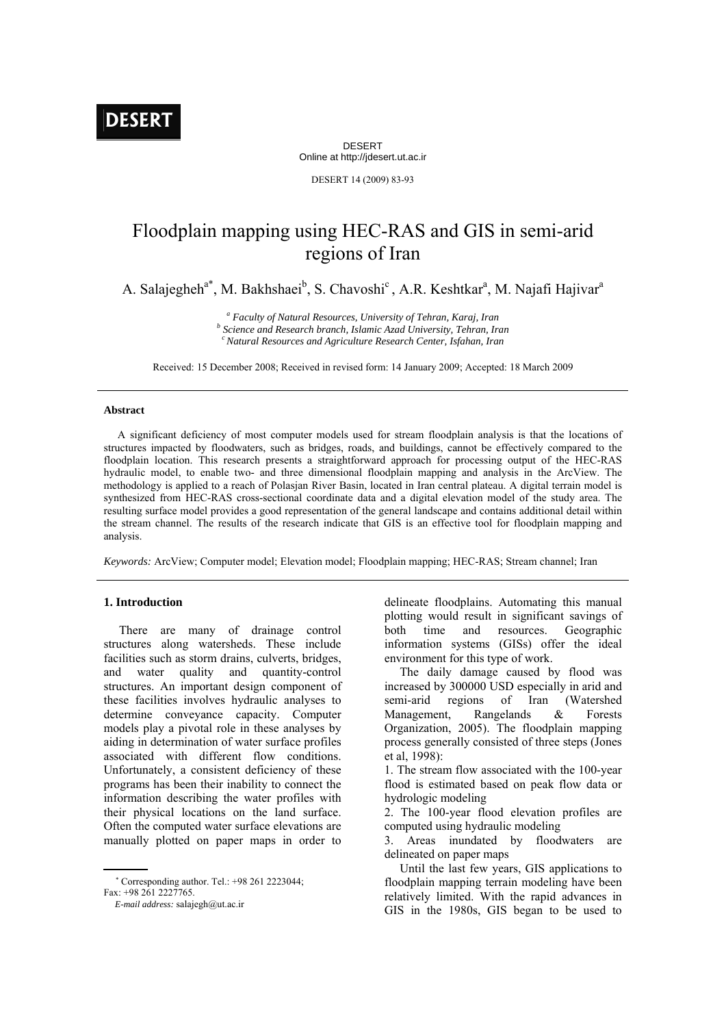# Floodplain mapping using HEC-RAS and GIS in semi-arid regions of Iran

A. Salajegheh[a*], M. Bakhshaei[b], S. Chavoshi[c], A.R. Keshtkar[a], M. Najafi Hajivar[a]

[a] *Faculty of Natural Resources, University of Tehran, Karaj, Iran*
[b] *Science and Research branch, Islamic Azad University, Tehran, Iran*
[c] *Natural Resources and Agriculture Research Center, Isfahan, Iran*

Received: 15 December 2008; Received in revised form: 14 January 2009; Accepted: 18 March 2009

---

### Abstract

A significant deficiency of most computer models used for stream floodplain analysis is that the locations of structures impacted by floodwaters, such as bridges, roads, and buildings, cannot be effectively compared to the floodplain location. This research presents a straightforward approach for processing output of the HEC-RAS hydraulic model, to enable two- and three dimensional floodplain mapping and analysis in the ArcView. The methodology is applied to a reach of Polasjan River Basin, located in Iran central plateau. A digital terrain model is synthesized from HEC-RAS cross-sectional coordinate data and a digital elevation model of the study area. The resulting surface model provides a good representation of the general landscape and contains additional detail within the stream channel. The results of the research indicate that GIS is an effective tool for floodplain mapping and analysis.

*Keywords:* ArcView; Computer model; Elevation model; Floodplain mapping; HEC-RAS; Stream channel; Iran

---

## 1. Introduction

There are many of drainage control structures along watersheds. These include facilities such as storm drains, culverts, bridges, and water quality and quantity-control structures. An important design component of these facilities involves hydraulic analyses to determine conveyance capacity. Computer models play a pivotal role in these analyses by aiding in determination of water surface profiles associated with different flow conditions. Unfortunately, a consistent deficiency of these programs has been their inability to connect the information describing the water profiles with their physical locations on the land surface. Often the computed water surface elevations are manually plotted on paper maps in order to delineate floodplains. Automating this manual plotting would result in significant savings of both time and resources. Geographic information systems (GISs) offer the ideal environment for this type of work.

The daily damage caused by flood was increased by 300000 USD especially in arid and semi-arid regions of Iran (Watershed Management, Rangelands & Forests Organization, 2005). The floodplain mapping process generally consisted of three steps (Jones et al, 1998):

1. The stream flow associated with the 100-year flood is estimated based on peak flow data or hydrologic modeling
2. The 100-year flood elevation profiles are computed using hydraulic modeling
3. Areas inundated by floodwaters are delineated on paper maps

Until the last few years, GIS applications to floodplain mapping terrain modeling have been relatively limited. With the rapid advances in GIS in the 1980s, GIS began to be used to

---

[*] Corresponding author. Tel.: +98 261 2223044; Fax: +98 261 2227765.
*E-mail address:* salajegh@ut.ac.ir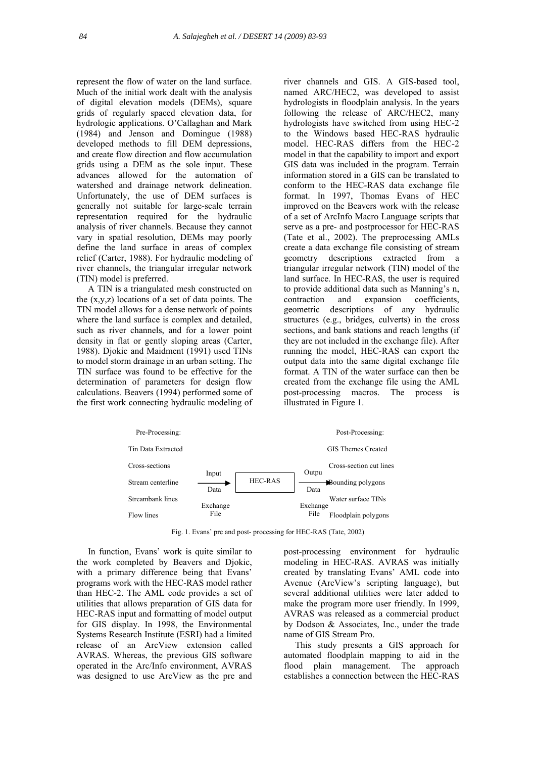represent the flow of water on the land surface. Much of the initial work dealt with the analysis of digital elevation models (DEMs), square grids of regularly spaced elevation data, for hydrologic applications. O'Callaghan and Mark (1984) and Jenson and Domingue (1988) developed methods to fill DEM depressions, and create flow direction and flow accumulation grids using a DEM as the sole input. These advances allowed for the automation of watershed and drainage network delineation. Unfortunately, the use of DEM surfaces is generally not suitable for large-scale terrain representation required for the hydraulic analysis of river channels. Because they cannot vary in spatial resolution, DEMs may poorly define the land surface in areas of complex relief (Carter, 1988). For hydraulic modeling of river channels, the triangular irregular network (TIN) model is preferred.

A TIN is a triangulated mesh constructed on the (x,y,z) locations of a set of data points. The TIN model allows for a dense network of points where the land surface is complex and detailed, such as river channels, and for a lower point density in flat or gently sloping areas (Carter, 1988). Djokic and Maidment (1991) used TINs to model storm drainage in an urban setting. The TIN surface was found to be effective for the determination of parameters for design flow calculations. Beavers (1994) performed some of the first work connecting hydraulic modeling of river channels and GIS. A GIS-based tool, named ARC/HEC2, was developed to assist hydrologists in floodplain analysis. In the years following the release of ARC/HEC2, many hydrologists have switched from using HEC-2 to the Windows based HEC-RAS hydraulic model. HEC-RAS differs from the HEC-2 model in that the capability to import and export GIS data was included in the program. Terrain information stored in a GIS can be translated to conform to the HEC-RAS data exchange file format. In 1997, Thomas Evans of HEC improved on the Beavers work with the release of a set of ArcInfo Macro Language scripts that serve as a pre- and postprocessor for HEC-RAS (Tate et al., 2002). The preprocessing AMLs create a data exchange file consisting of stream geometry descriptions extracted from a triangular irregular network (TIN) model of the land surface. In HEC-RAS, the user is required to provide additional data such as Manning's n, contraction and expansion coefficients, geometric descriptions of any hydraulic structures (e.g., bridges, culverts) in the cross sections, and bank stations and reach lengths (if they are not included in the exchange file). After running the model, HEC-RAS can export the output data into the same digital exchange file format. A TIN of the water surface can then be created from the exchange file using the AML post-processing macros. The process is illustrated in Figure 1.

| Pre-Processing: | | | | Post-Processing: |
|---|---|---|---|---|
| Tin Data Extracted | | | | GIS Themes Created |
| Cross-sections | | | | Cross-section cut lines |
| Stream centerline | Input Data Exchange File → | HEC-RAS | Output Data Exchange File → | Bounding polygons |
| Streambank lines | | | | Water surface TINs |
| Flow lines | | | | Floodplain polygons |

Fig. 1. Evans' pre and post- processing for HEC-RAS (Tate, 2002)

In function, Evans' work is quite similar to the work completed by Beavers and Djokic, with a primary difference being that Evans' programs work with the HEC-RAS model rather than HEC-2. The AML code provides a set of utilities that allows preparation of GIS data for HEC-RAS input and formatting of model output for GIS display. In 1998, the Environmental Systems Research Institute (ESRI) had a limited release of an ArcView extension called AVRAS. Whereas, the previous GIS software operated in the Arc/Info environment, AVRAS was designed to use ArcView as the pre and post-processing environment for hydraulic modeling in HEC-RAS. AVRAS was initially created by translating Evans' AML code into Avenue (ArcView's scripting language), but several additional utilities were later added to make the program more user friendly. In 1999, AVRAS was released as a commercial product by Dodson & Associates, Inc., under the trade name of GIS Stream Pro.

This study presents a GIS approach for automated floodplain mapping to aid in the flood plain management. The approach establishes a connection between the HEC-RAS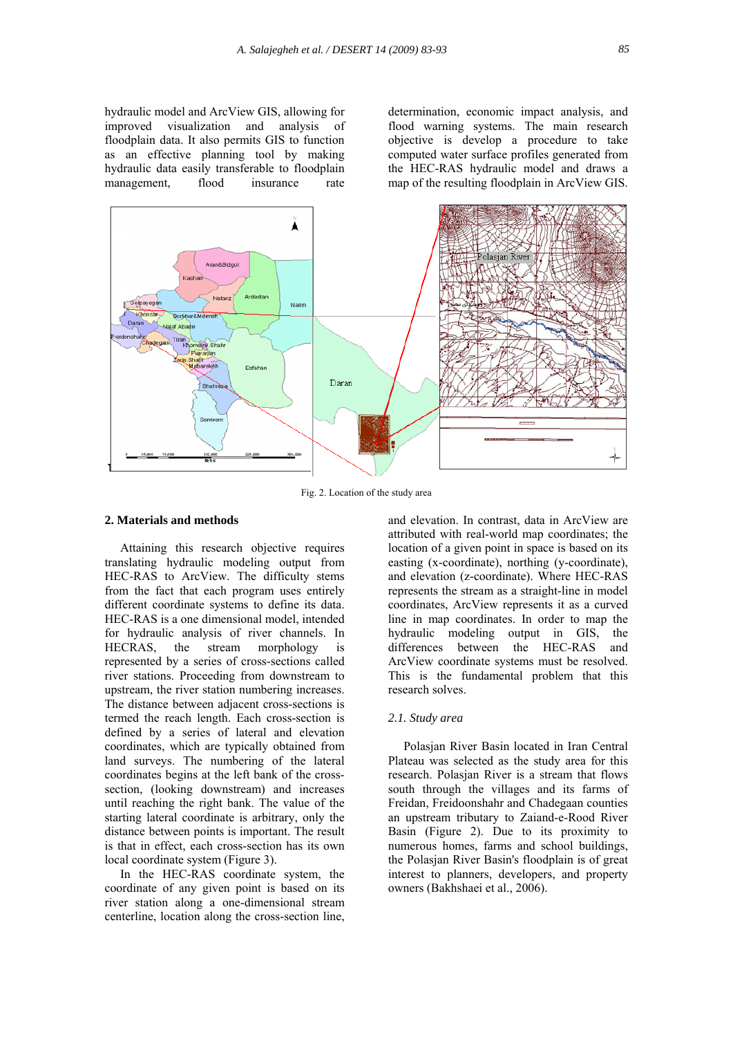hydraulic model and ArcView GIS, allowing for improved visualization and analysis of floodplain data. It also permits GIS to function as an effective planning tool by making hydraulic data easily transferable to floodplain management, flood insurance rate determination, economic impact analysis, and flood warning systems. The main research objective is develop a procedure to take computed water surface profiles generated from the HEC-RAS hydraulic model and draws a map of the resulting floodplain in ArcView GIS.

Fig. 2. Location of the study area

## 2. Materials and methods

Attaining this research objective requires translating hydraulic modeling output from HEC-RAS to ArcView. The difficulty stems from the fact that each program uses entirely different coordinate systems to define its data. HEC-RAS is a one dimensional model, intended for hydraulic analysis of river channels. In HECRAS, the stream morphology is represented by a series of cross-sections called river stations. Proceeding from downstream to upstream, the river station numbering increases. The distance between adjacent cross-sections is termed the reach length. Each cross-section is defined by a series of lateral and elevation coordinates, which are typically obtained from land surveys. The numbering of the lateral coordinates begins at the left bank of the cross-section, (looking downstream) and increases until reaching the right bank. The value of the starting lateral coordinate is arbitrary, only the distance between points is important. The result is that in effect, each cross-section has its own local coordinate system (Figure 3).

In the HEC-RAS coordinate system, the coordinate of any given point is based on its river station along a one-dimensional stream centerline, location along the cross-section line, and elevation. In contrast, data in ArcView are attributed with real-world map coordinates; the location of a given point in space is based on its easting (x-coordinate), northing (y-coordinate), and elevation (z-coordinate). Where HEC-RAS represents the stream as a straight-line in model coordinates, ArcView represents it as a curved line in map coordinates. In order to map the hydraulic modeling output in GIS, the differences between the HEC-RAS and ArcView coordinate systems must be resolved. This is the fundamental problem that this research solves.

### 2.1. Study area

Polasjan River Basin located in Iran Central Plateau was selected as the study area for this research. Polasjan River is a stream that flows south through the villages and its farms of Freidan, Freidoonshahr and Chadegaan counties an upstream tributary to Zaiand-e-Rood River Basin (Figure 2). Due to its proximity to numerous homes, farms and school buildings, the Polasjan River Basin's floodplain is of great interest to planners, developers, and property owners (Bakhshaei et al., 2006).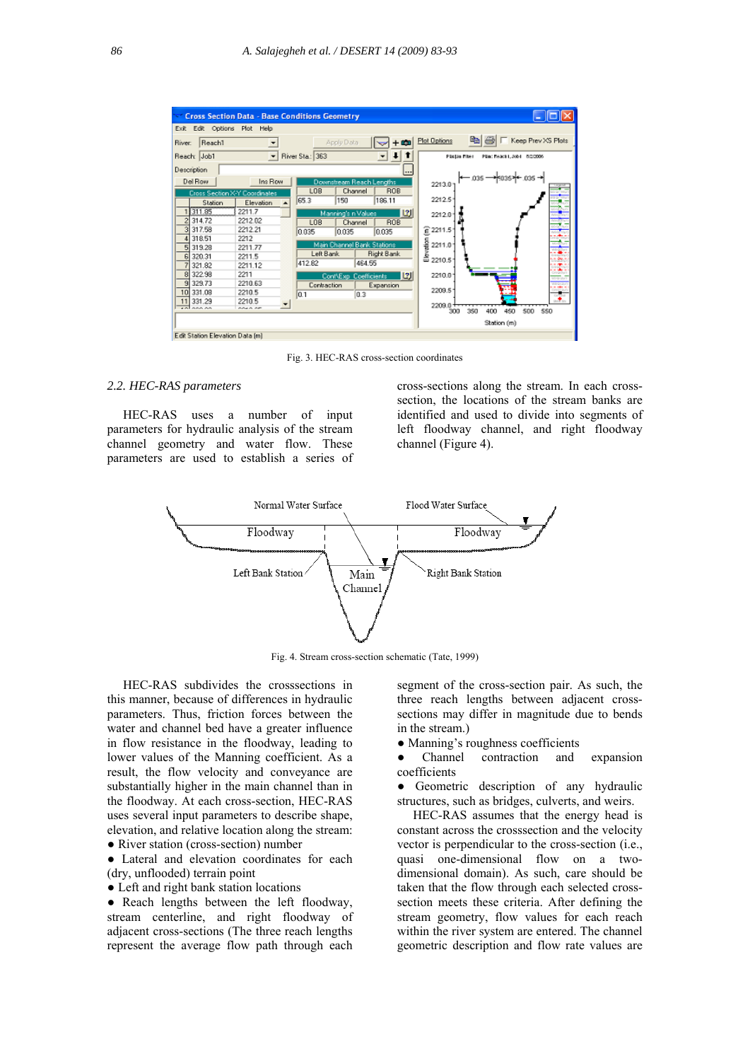Fig. 3. HEC-RAS cross-section coordinates

### 2.2. HEC-RAS parameters

HEC-RAS uses a number of input parameters for hydraulic analysis of the stream channel geometry and water flow. These parameters are used to establish a series of cross-sections along the stream. In each cross-section, the locations of the stream banks are identified and used to divide into segments of left floodway channel, and right floodway channel (Figure 4).

Fig. 4. Stream cross-section schematic (Tate, 1999)

HEC-RAS subdivides the crosssections in this manner, because of differences in hydraulic parameters. Thus, friction forces between the water and channel bed have a greater influence in flow resistance in the floodway, leading to lower values of the Manning coefficient. As a result, the flow velocity and conveyance are substantially higher in the main channel than in the floodway. At each cross-section, HEC-RAS uses several input parameters to describe shape, elevation, and relative location along the stream:

- River station (cross-section) number
- Lateral and elevation coordinates for each (dry, unflooded) terrain point
- Left and right bank station locations
- Reach lengths between the left floodway, stream centerline, and right floodway of adjacent cross-sections (The three reach lengths represent the average flow path through each segment of the cross-section pair. As such, the three reach lengths between adjacent cross-sections may differ in magnitude due to bends in the stream.)
- Manning's roughness coefficients
- Channel contraction and expansion coefficients
- Geometric description of any hydraulic structures, such as bridges, culverts, and weirs.

HEC-RAS assumes that the energy head is constant across the crosssection and the velocity vector is perpendicular to the cross-section (i.e., quasi one-dimensional flow on a two-dimensional domain). As such, care should be taken that the flow through each selected cross-section meets these criteria. After defining the stream geometry, flow values for each reach within the river system are entered. The channel geometric description and flow rate values are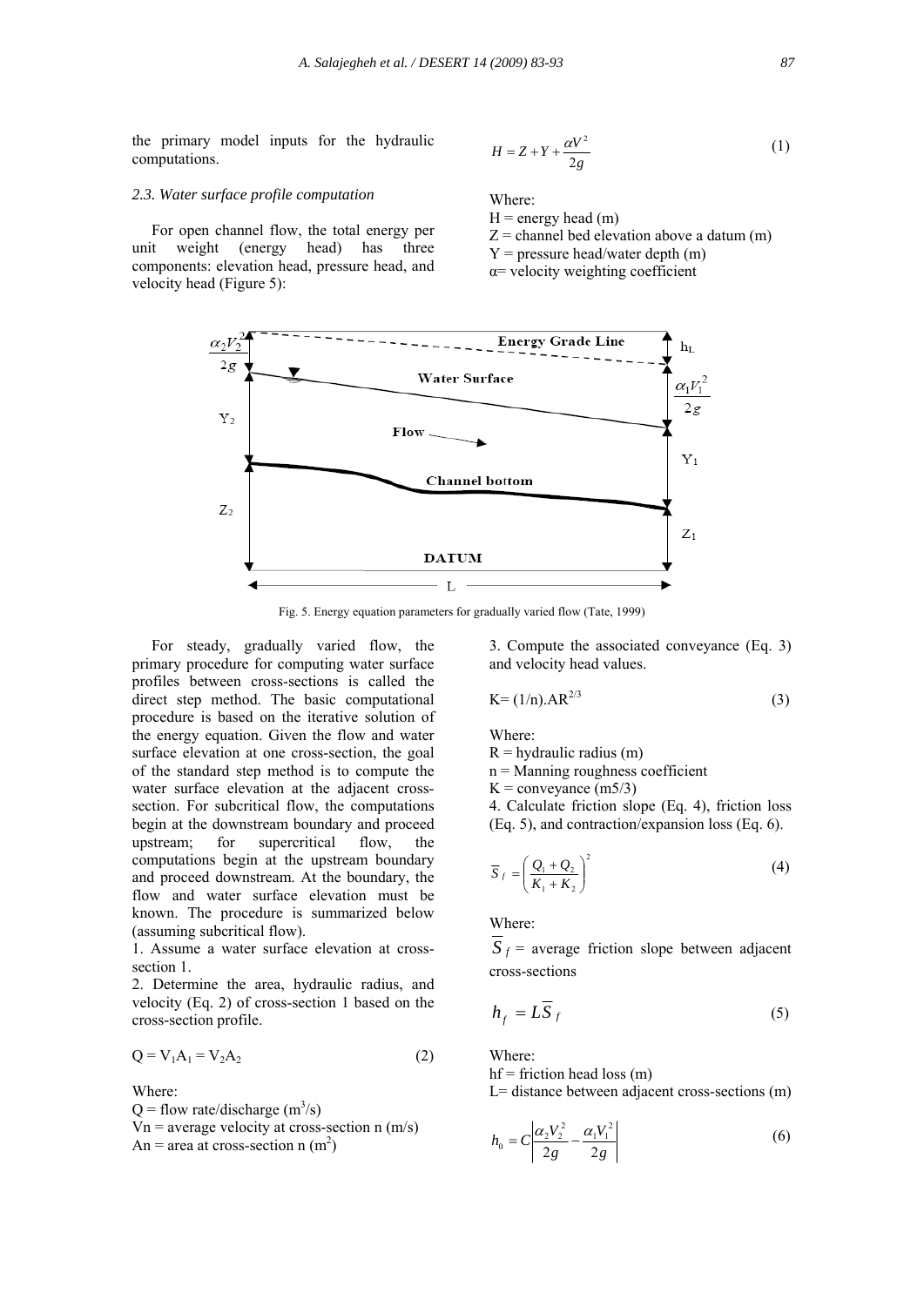the primary model inputs for the hydraulic computations.

### 2.3. Water surface profile computation

For open channel flow, the total energy per unit weight (energy head) has three components: elevation head, pressure head, and velocity head (Figure 5):

$$H = Z + Y + \frac{\alpha V^2}{2g} \tag{1}$$

Where:
H = energy head (m)
Z = channel bed elevation above a datum (m)
Y = pressure head/water depth (m)
α= velocity weighting coefficient

Fig. 5. Energy equation parameters for gradually varied flow (Tate, 1999)

For steady, gradually varied flow, the primary procedure for computing water surface profiles between cross-sections is called the direct step method. The basic computational procedure is based on the iterative solution of the energy equation. Given the flow and water surface elevation at one cross-section, the goal of the standard step method is to compute the water surface elevation at the adjacent cross-section. For subcritical flow, the computations begin at the downstream boundary and proceed upstream; for supercritical flow, the computations begin at the upstream boundary and proceed downstream. At the boundary, the flow and water surface elevation must be known. The procedure is summarized below (assuming subcritical flow).

1. Assume a water surface elevation at cross-section 1.
2. Determine the area, hydraulic radius, and velocity (Eq. 2) of cross-section 1 based on the cross-section profile.

$$Q = V_1A_1 = V_2A_2 \tag{2}$$

Where:
Q = flow rate/discharge ($m^3/s$)
Vn = average velocity at cross-section n (m/s)
An = area at cross-section n ($m^2$)

3. Compute the associated conveyance (Eq. 3) and velocity head values.

$$K = (1/n).AR^{2/3} \tag{3}$$

Where:
R = hydraulic radius (m)
n = Manning roughness coefficient
K = conveyance (m5/3)

4. Calculate friction slope (Eq. 4), friction loss (Eq. 5), and contraction/expansion loss (Eq. 6).

$$\overline{S}_f = \left(\frac{Q_1 + Q_2}{K_1 + K_2}\right)^2 \tag{4}$$

Where:
$\overline{S}_f$ = average friction slope between adjacent cross-sections

$$h_f = L\overline{S}_f \tag{5}$$

Where:
hf = friction head loss (m)
L= distance between adjacent cross-sections (m)

$$h_0 = C\left|\frac{\alpha_2 V_2^2}{2g} - \frac{\alpha_1 V_1^2}{2g}\right| \tag{6}$$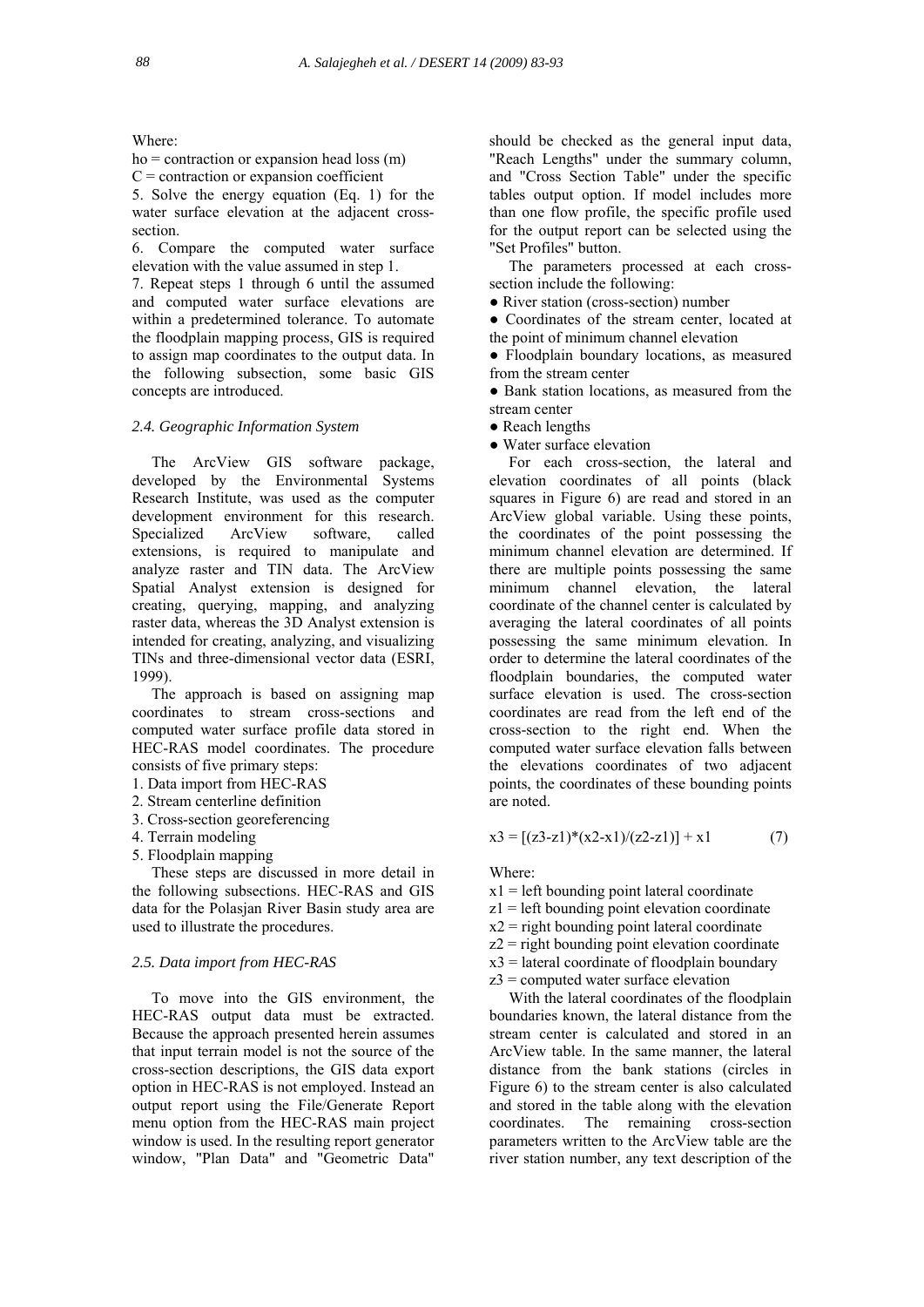Where:

ho = contraction or expansion head loss (m)

C = contraction or expansion coefficient

5. Solve the energy equation (Eq. 1) for the water surface elevation at the adjacent cross-section.

6. Compare the computed water surface elevation with the value assumed in step 1.

7. Repeat steps 1 through 6 until the assumed and computed water surface elevations are within a predetermined tolerance. To automate the floodplain mapping process, GIS is required to assign map coordinates to the output data. In the following subsection, some basic GIS concepts are introduced.

### *2.4. Geographic Information System*

The ArcView GIS software package, developed by the Environmental Systems Research Institute, was used as the computer development environment for this research. Specialized ArcView software, called extensions, is required to manipulate and analyze raster and TIN data. The ArcView Spatial Analyst extension is designed for creating, querying, mapping, and analyzing raster data, whereas the 3D Analyst extension is intended for creating, analyzing, and visualizing TINs and three-dimensional vector data (ESRI, 1999).

The approach is based on assigning map coordinates to stream cross-sections and computed water surface profile data stored in HEC-RAS model coordinates. The procedure consists of five primary steps:

1. Data import from HEC-RAS
2. Stream centerline definition
3. Cross-section georeferencing
4. Terrain modeling
5. Floodplain mapping

These steps are discussed in more detail in the following subsections. HEC-RAS and GIS data for the Polasjan River Basin study area are used to illustrate the procedures.

### *2.5. Data import from HEC-RAS*

To move into the GIS environment, the HEC-RAS output data must be extracted. Because the approach presented herein assumes that input terrain model is not the source of the cross-section descriptions, the GIS data export option in HEC-RAS is not employed. Instead an output report using the File/Generate Report menu option from the HEC-RAS main project window is used. In the resulting report generator window, "Plan Data" and "Geometric Data" should be checked as the general input data, "Reach Lengths" under the summary column, and "Cross Section Table" under the specific tables output option. If model includes more than one flow profile, the specific profile used for the output report can be selected using the "Set Profiles" button.

The parameters processed at each cross-section include the following:

- River station (cross-section) number
- Coordinates of the stream center, located at the point of minimum channel elevation
- Floodplain boundary locations, as measured from the stream center
- Bank station locations, as measured from the stream center
- Reach lengths
- Water surface elevation

For each cross-section, the lateral and elevation coordinates of all points (black squares in Figure 6) are read and stored in an ArcView global variable. Using these points, the coordinates of the point possessing the minimum channel elevation are determined. If there are multiple points possessing the same minimum channel elevation, the lateral coordinate of the channel center is calculated by averaging the lateral coordinates of all points possessing the same minimum elevation. In order to determine the lateral coordinates of the floodplain boundaries, the computed water surface elevation is used. The cross-section coordinates are read from the left end of the cross-section to the right end. When the computed water surface elevation falls between the elevations coordinates of two adjacent points, the coordinates of these bounding points are noted.

$$x3 = [(z3-z1)*(x2-x1)/(z2-z1)] + x1 \qquad (7)$$

Where:

$x1$ = left bounding point lateral coordinate

$z1$ = left bounding point elevation coordinate

$x2$ = right bounding point lateral coordinate

$z2$ = right bounding point elevation coordinate

$x3$ = lateral coordinate of floodplain boundary

$z3$ = computed water surface elevation

With the lateral coordinates of the floodplain boundaries known, the lateral distance from the stream center is calculated and stored in an ArcView table. In the same manner, the lateral distance from the bank stations (circles in Figure 6) to the stream center is also calculated and stored in the table along with the elevation coordinates. The remaining cross-section parameters written to the ArcView table are the river station number, any text description of the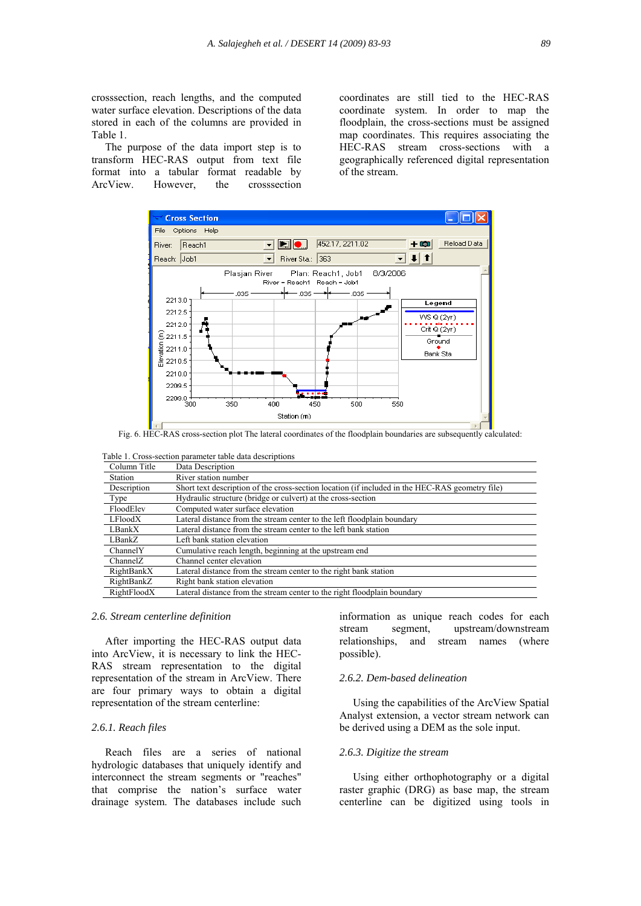crosssection, reach lengths, and the computed water surface elevation. Descriptions of the data stored in each of the columns are provided in Table 1.

The purpose of the data import step is to transform HEC-RAS output from text file format into a tabular format readable by ArcView. However, the crosssection coordinates are still tied to the HEC-RAS coordinate system. In order to map the floodplain, the cross-sections must be assigned map coordinates. This requires associating the HEC-RAS stream cross-sections with a geographically referenced digital representation of the stream.

Fig. 6. HEC-RAS cross-section plot The lateral coordinates of the floodplain boundaries are subsequently calculated:

Table 1. Cross-section parameter table data descriptions

| Column Title | Data Description |
|---|---|
| Station | River station number |
| Description | Short text description of the cross-section location (if included in the HEC-RAS geometry file) |
| Type | Hydraulic structure (bridge or culvert) at the cross-section |
| FloodElev | Computed water surface elevation |
| LFloodX | Lateral distance from the stream center to the left floodplain boundary |
| LBankX | Lateral distance from the stream center to the left bank station |
| LBankZ | Left bank station elevation |
| ChannelY | Cumulative reach length, beginning at the upstream end |
| ChannelZ | Channel center elevation |
| RightBankX | Lateral distance from the stream center to the right bank station |
| RightBankZ | Right bank station elevation |
| RightFloodX | Lateral distance from the stream center to the right floodplain boundary |

### *2.6. Stream centerline definition*

After importing the HEC-RAS output data into ArcView, it is necessary to link the HEC-RAS stream representation to the digital representation of the stream in ArcView. There are four primary ways to obtain a digital representation of the stream centerline:

### *2.6.1. Reach files*

Reach files are a series of national hydrologic databases that uniquely identify and interconnect the stream segments or "reaches" that comprise the nation's surface water drainage system. The databases include such information as unique reach codes for each stream segment, upstream/downstream relationships, and stream names (where possible).

### *2.6.2. Dem-based delineation*

Using the capabilities of the ArcView Spatial Analyst extension, a vector stream network can be derived using a DEM as the sole input.

### *2.6.3. Digitize the stream*

Using either orthophotography or a digital raster graphic (DRG) as base map, the stream centerline can be digitized using tools in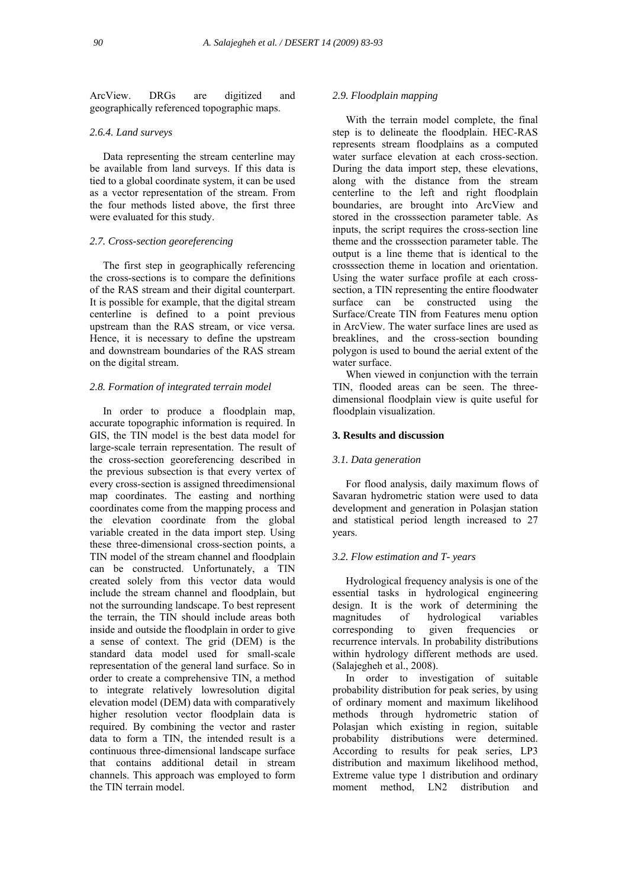ArcView. DRGs are digitized and geographically referenced topographic maps.

#### *2.6.4. Land surveys*

Data representing the stream centerline may be available from land surveys. If this data is tied to a global coordinate system, it can be used as a vector representation of the stream. From the four methods listed above, the first three were evaluated for this study.

### *2.7. Cross-section georeferencing*

The first step in geographically referencing the cross-sections is to compare the definitions of the RAS stream and their digital counterpart. It is possible for example, that the digital stream centerline is defined to a point previous upstream than the RAS stream, or vice versa. Hence, it is necessary to define the upstream and downstream boundaries of the RAS stream on the digital stream.

### *2.8. Formation of integrated terrain model*

In order to produce a floodplain map, accurate topographic information is required. In GIS, the TIN model is the best data model for large-scale terrain representation. The result of the cross-section georeferencing described in the previous subsection is that every vertex of every cross-section is assigned threedimensional map coordinates. The easting and northing coordinates come from the mapping process and the elevation coordinate from the global variable created in the data import step. Using these three-dimensional cross-section points, a TIN model of the stream channel and floodplain can be constructed. Unfortunately, a TIN created solely from this vector data would include the stream channel and floodplain, but not the surrounding landscape. To best represent the terrain, the TIN should include areas both inside and outside the floodplain in order to give a sense of context. The grid (DEM) is the standard data model used for small-scale representation of the general land surface. So in order to create a comprehensive TIN, a method to integrate relatively lowresolution digital elevation model (DEM) data with comparatively higher resolution vector floodplain data is required. By combining the vector and raster data to form a TIN, the intended result is a continuous three-dimensional landscape surface that contains additional detail in stream channels. This approach was employed to form the TIN terrain model.

### *2.9. Floodplain mapping*

With the terrain model complete, the final step is to delineate the floodplain. HEC-RAS represents stream floodplains as a computed water surface elevation at each cross-section. During the data import step, these elevations, along with the distance from the stream centerline to the left and right floodplain boundaries, are brought into ArcView and stored in the crosssection parameter table. As inputs, the script requires the cross-section line theme and the crosssection parameter table. The output is a line theme that is identical to the crosssection theme in location and orientation. Using the water surface profile at each cross-section, a TIN representing the entire floodwater surface can be constructed using the Surface/Create TIN from Features menu option in ArcView. The water surface lines are used as breaklines, and the cross-section bounding polygon is used to bound the aerial extent of the water surface.

When viewed in conjunction with the terrain TIN, flooded areas can be seen. The three-dimensional floodplain view is quite useful for floodplain visualization.

## **3. Results and discussion**

### *3.1. Data generation*

For flood analysis, daily maximum flows of Savaran hydrometric station were used to data development and generation in Polasjan station and statistical period length increased to 27 years.

### *3.2. Flow estimation and T- years*

Hydrological frequency analysis is one of the essential tasks in hydrological engineering design. It is the work of determining the magnitudes of hydrological variables corresponding to given frequencies or recurrence intervals. In probability distributions within hydrology different methods are used. (Salajegheh et al., 2008).

In order to investigation of suitable probability distribution for peak series, by using of ordinary moment and maximum likelihood methods through hydrometric station of Polasjan which existing in region, suitable probability distributions were determined. According to results for peak series, LP3 distribution and maximum likelihood method, Extreme value type 1 distribution and ordinary moment method, LN2 distribution and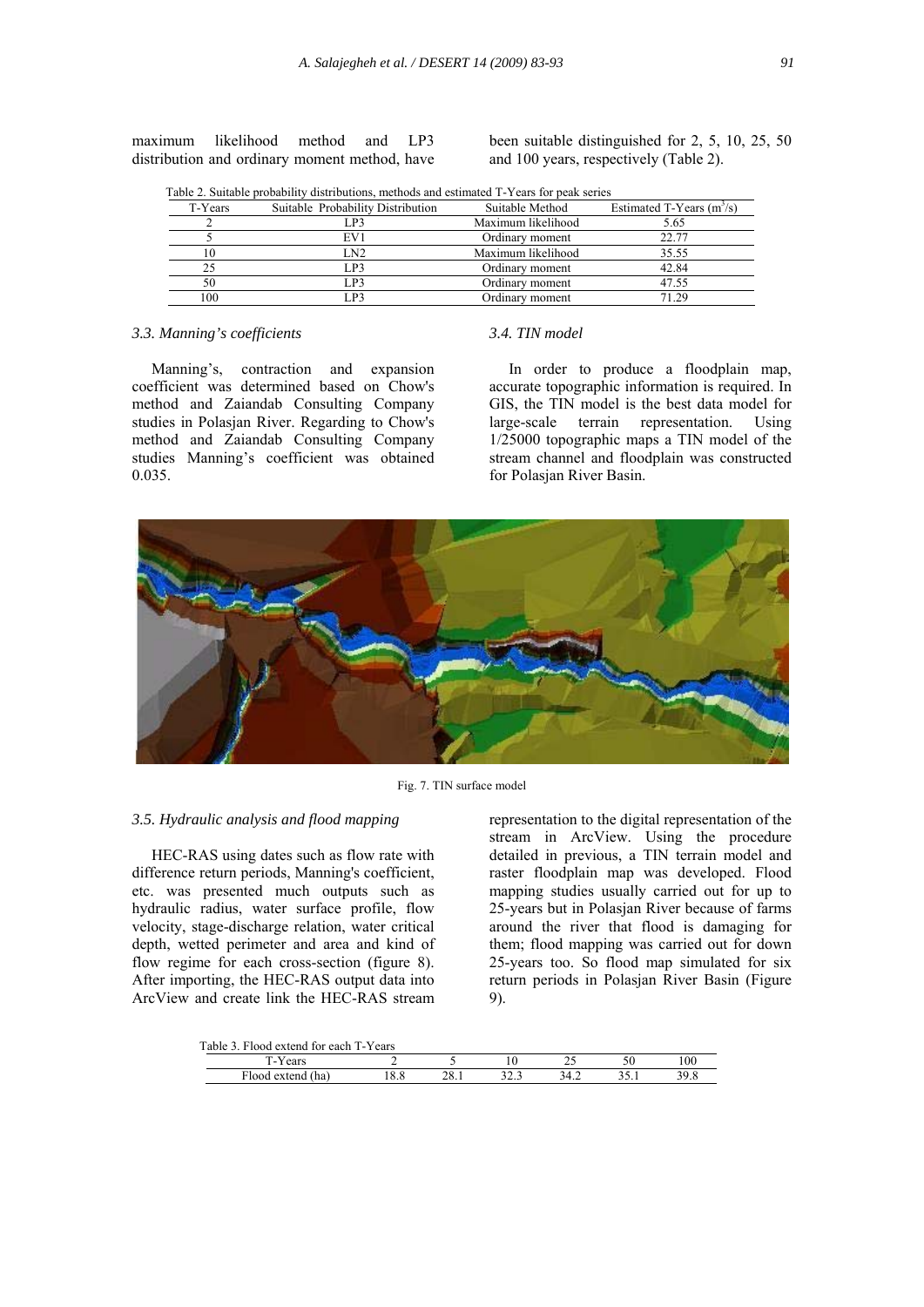maximum likelihood method and LP3 distribution and ordinary moment method, have been suitable distinguished for 2, 5, 10, 25, 50 and 100 years, respectively (Table 2).

Table 2. Suitable probability distributions, methods and estimated T-Years for peak series

| T-Years | Suitable Probability Distribution | Suitable Method | Estimated T-Years ($m^3/s$) |
|---|---|---|---|
| 2 | LP3 | Maximum likelihood | 5.65 |
| 5 | EV1 | Ordinary moment | 22.77 |
| 10 | LN2 | Maximum likelihood | 35.55 |
| 25 | LP3 | Ordinary moment | 42.84 |
| 50 | LP3 | Ordinary moment | 47.55 |
| 100 | LP3 | Ordinary moment | 71.29 |

### *3.3. Manning's coefficients*

Manning's, contraction and expansion coefficient was determined based on Chow's method and Zaiandab Consulting Company studies in Polasjan River. Regarding to Chow's method and Zaiandab Consulting Company studies Manning's coefficient was obtained 0.035.

### *3.4. TIN model*

In order to produce a floodplain map, accurate topographic information is required. In GIS, the TIN model is the best data model for large-scale terrain representation. Using 1/25000 topographic maps a TIN model of the stream channel and floodplain was constructed for Polasjan River Basin.

Fig. 7. TIN surface model

### *3.5. Hydraulic analysis and flood mapping*

HEC-RAS using dates such as flow rate with difference return periods, Manning's coefficient, etc. was presented much outputs such as hydraulic radius, water surface profile, flow velocity, stage-discharge relation, water critical depth, wetted perimeter and area and kind of flow regime for each cross-section (figure 8). After importing, the HEC-RAS output data into ArcView and create link the HEC-RAS stream representation to the digital representation of the stream in ArcView. Using the procedure detailed in previous, a TIN terrain model and raster floodplain map was developed. Flood mapping studies usually carried out for up to 25-years but in Polasjan River because of farms around the river that flood is damaging for them; flood mapping was carried out for down 25-years too. So flood map simulated for six return periods in Polasjan River Basin (Figure 9).

Table 3. Flood extend for each T-Years

| T-Years | 2 | 5 | 10 | 25 | 50 | 100 |
|---|---|---|---|---|---|---|
| Flood extend (ha) | 18.8 | 28.1 | 32.3 | 34.2 | 35.1 | 39.8 |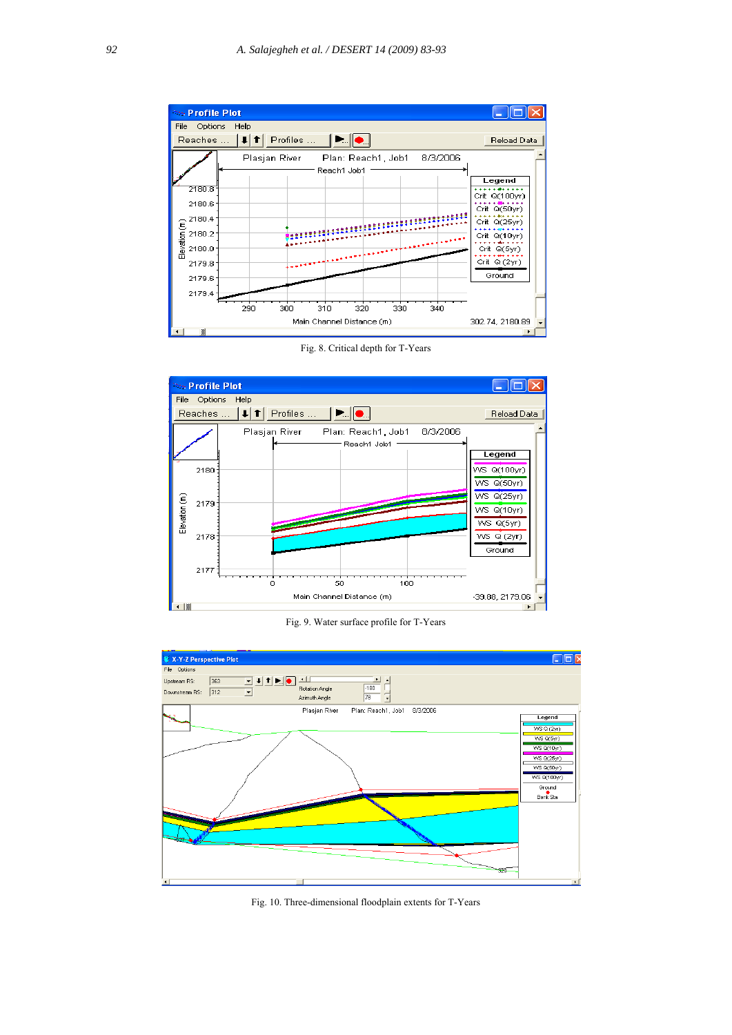Fig. 8. Critical depth for T-Years

Fig. 9. Water surface profile for T-Years

Fig. 10. Three-dimensional floodplain extents for T-Years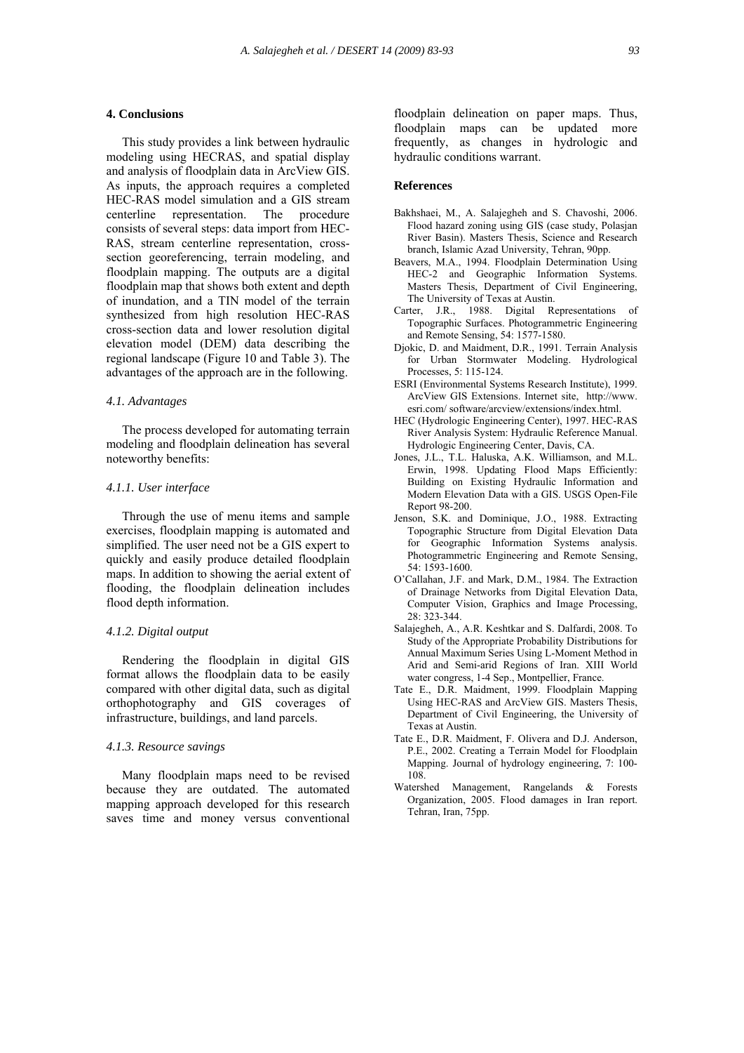## 4. Conclusions

This study provides a link between hydraulic modeling using HECRAS, and spatial display and analysis of floodplain data in ArcView GIS. As inputs, the approach requires a completed HEC-RAS model simulation and a GIS stream centerline representation. The procedure consists of several steps: data import from HEC-RAS, stream centerline representation, cross-section georeferencing, terrain modeling, and floodplain mapping. The outputs are a digital floodplain map that shows both extent and depth of inundation, and a TIN model of the terrain synthesized from high resolution HEC-RAS cross-section data and lower resolution digital elevation model (DEM) data describing the regional landscape (Figure 10 and Table 3). The advantages of the approach are in the following.

### *4.1. Advantages*

The process developed for automating terrain modeling and floodplain delineation has several noteworthy benefits:

#### *4.1.1. User interface*

Through the use of menu items and sample exercises, floodplain mapping is automated and simplified. The user need not be a GIS expert to quickly and easily produce detailed floodplain maps. In addition to showing the aerial extent of flooding, the floodplain delineation includes flood depth information.

#### *4.1.2. Digital output*

Rendering the floodplain in digital GIS format allows the floodplain data to be easily compared with other digital data, such as digital orthophotography and GIS coverages of infrastructure, buildings, and land parcels.

#### *4.1.3. Resource savings*

Many floodplain maps need to be revised because they are outdated. The automated mapping approach developed for this research saves time and money versus conventional floodplain delineation on paper maps. Thus, floodplain maps can be updated more frequently, as changes in hydrologic and hydraulic conditions warrant.

## References

Bakhshaei, M., A. Salajegheh and S. Chavoshi, 2006. Flood hazard zoning using GIS (case study, Polasjan River Basin). Masters Thesis, Science and Research branch, Islamic Azad University, Tehran, 90pp.

Beavers, M.A., 1994. Floodplain Determination Using HEC-2 and Geographic Information Systems. Masters Thesis, Department of Civil Engineering, The University of Texas at Austin.

Carter, J.R., 1988. Digital Representations of Topographic Surfaces. Photogrammetric Engineering and Remote Sensing, 54: 1577-1580.

Djokic, D. and Maidment, D.R., 1991. Terrain Analysis for Urban Stormwater Modeling. Hydrological Processes, 5: 115-124.

ESRI (Environmental Systems Research Institute), 1999. ArcView GIS Extensions. Internet site, http://www. esri.com/ software/arcview/extensions/index.html.

HEC (Hydrologic Engineering Center), 1997. HEC-RAS River Analysis System: Hydraulic Reference Manual. Hydrologic Engineering Center, Davis, CA.

Jones, J.L., T.L. Haluska, A.K. Williamson, and M.L. Erwin, 1998. Updating Flood Maps Efficiently: Building on Existing Hydraulic Information and Modern Elevation Data with a GIS. USGS Open-File Report 98-200.

Jenson, S.K. and Dominique, J.O., 1988. Extracting Topographic Structure from Digital Elevation Data for Geographic Information Systems analysis. Photogrammetric Engineering and Remote Sensing, 54: 1593-1600.

O'Callahan, J.F. and Mark, D.M., 1984. The Extraction of Drainage Networks from Digital Elevation Data, Computer Vision, Graphics and Image Processing, 28: 323-344.

Salajegheh, A., A.R. Keshtkar and S. Dalfardi, 2008. To Study of the Appropriate Probability Distributions for Annual Maximum Series Using L-Moment Method in Arid and Semi-arid Regions of Iran. XIII World water congress, 1-4 Sep., Montpellier, France.

Tate E., D.R. Maidment, 1999. Floodplain Mapping Using HEC-RAS and ArcView GIS. Masters Thesis, Department of Civil Engineering, the University of Texas at Austin.

Tate E., D.R. Maidment, F. Olivera and D.J. Anderson, P.E., 2002. Creating a Terrain Model for Floodplain Mapping. Journal of hydrology engineering, 7: 100-108.

Watershed Management, Rangelands & Forests Organization, 2005. Flood damages in Iran report. Tehran, Iran, 75pp.